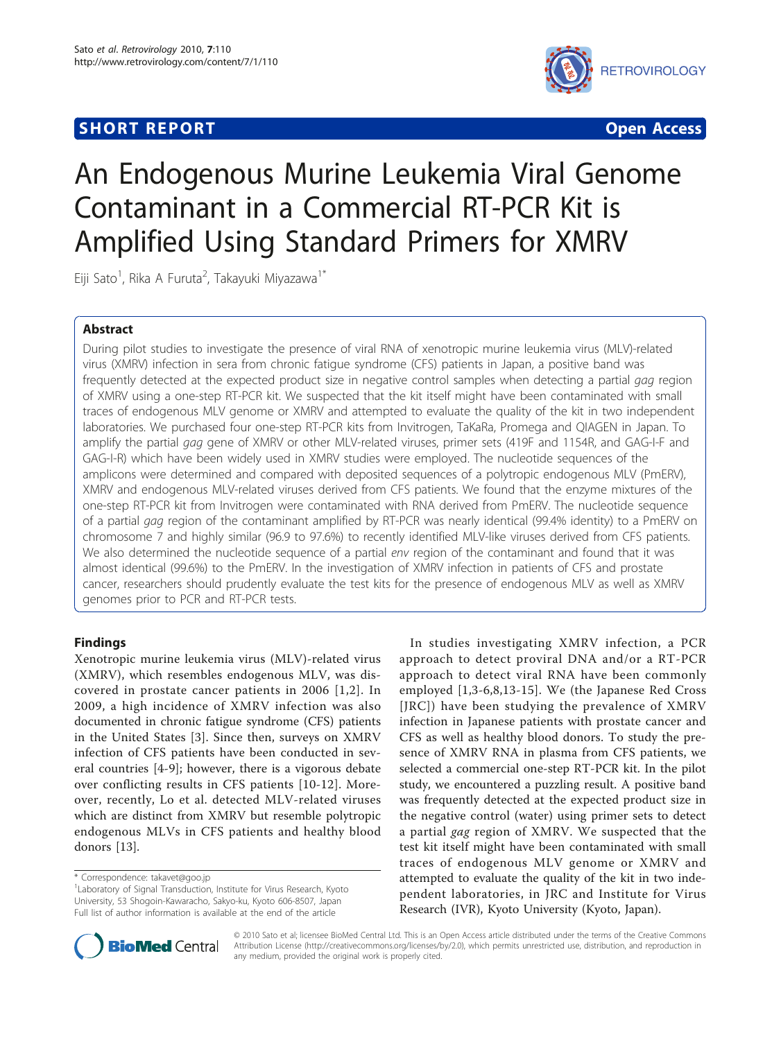SHORT REPORT

Open Access

# An Endogenous Murine Leukemia Viral Genome Contaminant in a Commercial RT-PCR Kit is Amplified Using Standard Primers for XMRV

Eiji Sato[1], Rika A Furuta[2], Takayuki Miyazawa[1*]

## Abstract

During pilot studies to investigate the presence of viral RNA of xenotropic murine leukemia virus (MLV)-related virus (XMRV) infection in sera from chronic fatigue syndrome (CFS) patients in Japan, a positive band was frequently detected at the expected product size in negative control samples when detecting a partial *gag* region of XMRV using a one-step RT-PCR kit. We suspected that the kit itself might have been contaminated with small traces of endogenous MLV genome or XMRV and attempted to evaluate the quality of the kit in two independent laboratories. We purchased four one-step RT-PCR kits from Invitrogen, TaKaRa, Promega and QIAGEN in Japan. To amplify the partial *gag* gene of XMRV or other MLV-related viruses, primer sets (419F and 1154R, and GAG-I-F and GAG-I-R) which have been widely used in XMRV studies were employed. The nucleotide sequences of the amplicons were determined and compared with deposited sequences of a polytropic endogenous MLV (PmERV), XMRV and endogenous MLV-related viruses derived from CFS patients. We found that the enzyme mixtures of the one-step RT-PCR kit from Invitrogen were contaminated with RNA derived from PmERV. The nucleotide sequence of a partial *gag* region of the contaminant amplified by RT-PCR was nearly identical (99.4% identity) to a PmERV on chromosome 7 and highly similar (96.9 to 97.6%) to recently identified MLV-like viruses derived from CFS patients. We also determined the nucleotide sequence of a partial *env* region of the contaminant and found that it was almost identical (99.6%) to the PmERV. In the investigation of XMRV infection in patients of CFS and prostate cancer, researchers should prudently evaluate the test kits for the presence of endogenous MLV as well as XMRV genomes prior to PCR and RT-PCR tests.

## Findings

Xenotropic murine leukemia virus (MLV)-related virus (XMRV), which resembles endogenous MLV, was discovered in prostate cancer patients in 2006 [1,2]. In 2009, a high incidence of XMRV infection was also documented in chronic fatigue syndrome (CFS) patients in the United States [3]. Since then, surveys on XMRV infection of CFS patients have been conducted in several countries [4-9]; however, there is a vigorous debate over conflicting results in CFS patients [10-12]. Moreover, recently, Lo et al. detected MLV-related viruses which are distinct from XMRV but resemble polytropic endogenous MLVs in CFS patients and healthy blood donors [13].

In studies investigating XMRV infection, a PCR approach to detect proviral DNA and/or a RT-PCR approach to detect viral RNA have been commonly employed [1,3-6,8,13-15]. We (the Japanese Red Cross [JRC]) have been studying the prevalence of XMRV infection in Japanese patients with prostate cancer and CFS as well as healthy blood donors. To study the presence of XMRV RNA in plasma from CFS patients, we selected a commercial one-step RT-PCR kit. In the pilot study, we encountered a puzzling result. A positive band was frequently detected at the expected product size in the negative control (water) using primer sets to detect a partial *gag* region of XMRV. We suspected that the test kit itself might have been contaminated with small traces of endogenous MLV genome or XMRV and attempted to evaluate the quality of the kit in two independent laboratories, in JRC and Institute for Virus Research (IVR), Kyoto University (Kyoto, Japan).

\* Correspondence: takavet@goo.jp

[1]Laboratory of Signal Transduction, Institute for Virus Research, Kyoto University, 53 Shogoin-Kawaracho, Sakyo-ku, Kyoto 606-8507, Japan

Full list of author information is available at the end of the article

© 2010 Sato et al; licensee BioMed Central Ltd. This is an Open Access article distributed under the terms of the Creative Commons Attribution License (http://creativecommons.org/licenses/by/2.0), which permits unrestricted use, distribution, and reproduction in any medium, provided the original work is properly cited.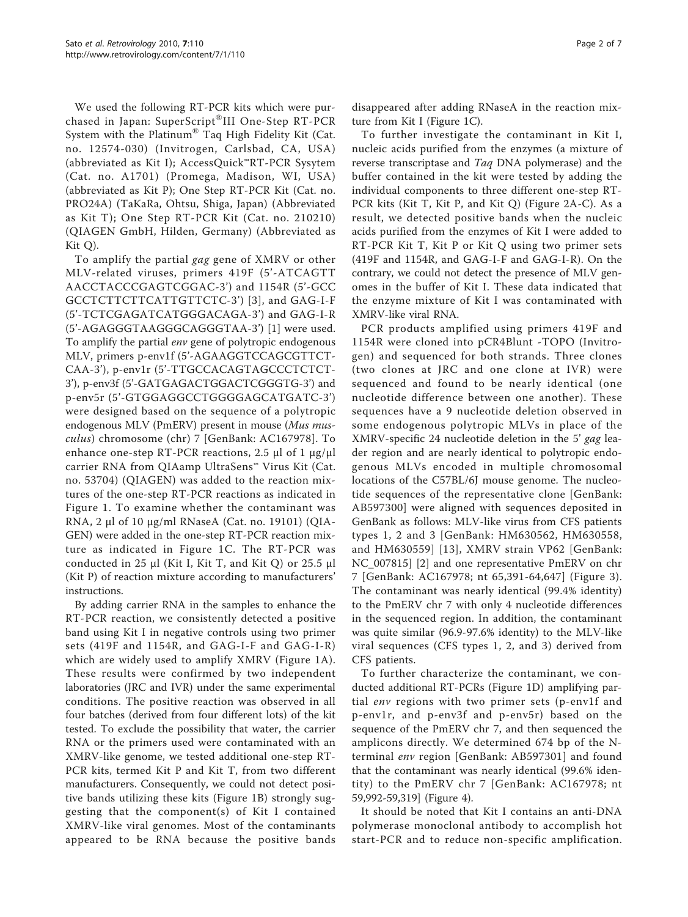We used the following RT-PCR kits which were purchased in Japan: SuperScript®III One-Step RT-PCR System with the Platinum® Taq High Fidelity Kit (Cat. no. 12574-030) (Invitrogen, Carlsbad, CA, USA) (abbreviated as Kit I); AccessQuick™RT-PCR Sysytem (Cat. no. A1701) (Promega, Madison, WI, USA) (abbreviated as Kit P); One Step RT-PCR Kit (Cat. no. PRO24A) (TaKaRa, Ohtsu, Shiga, Japan) (Abbreviated as Kit T); One Step RT-PCR Kit (Cat. no. 210210) (QIAGEN GmbH, Hilden, Germany) (Abbreviated as Kit Q).

To amplify the partial *gag* gene of XMRV or other MLV-related viruses, primers 419F (5'-ATCAGTTAACCTACCCGAGTCGGAC-3') and 1154R (5'-GCCGCCTCTTCTTCATTGTTCTC-3') [3], and GAG-I-F (5'-TCTCGAGATCATGGGACAGA-3') and GAG-I-R (5'-AGAGGGTAAGGGCAGGGTAA-3') [1] were used. To amplify the partial *env* gene of polytropic endogenous MLV, primers p-env1f (5'-AGAAGGTCCAGCGTTCTCAA-3'), p-env1r (5'-TTGCCACAGTAGCCCTCTCT-3'), p-env3f (5'-GATGAGACTGGACTCGGGTG-3') and p-env5r (5'-GTGGAGGCCTGGGGAGCATGATC-3') were designed based on the sequence of a polytropic endogenous MLV (PmERV) present in mouse (*Mus musculus*) chromosome (chr) 7 [GenBank: AC167978]. To enhance one-step RT-PCR reactions, 2.5 μl of 1 μg/μl carrier RNA from QIAamp UltraSens™ Virus Kit (Cat. no. 53704) (QIAGEN) was added to the reaction mixtures of the one-step RT-PCR reactions as indicated in Figure 1. To examine whether the contaminant was RNA, 2 μl of 10 μg/ml RNaseA (Cat. no. 19101) (QIAGEN) were added in the one-step RT-PCR reaction mixture as indicated in Figure 1C. The RT-PCR was conducted in 25 μl (Kit I, Kit T, and Kit Q) or 25.5 μl (Kit P) of reaction mixture according to manufacturers' instructions.

By adding carrier RNA in the samples to enhance the RT-PCR reaction, we consistently detected a positive band using Kit I in negative controls using two primer sets (419F and 1154R, and GAG-I-F and GAG-I-R) which are widely used to amplify XMRV (Figure 1A). These results were confirmed by two independent laboratories (JRC and IVR) under the same experimental conditions. The positive reaction was observed in all four batches (derived from four different lots) of the kit tested. To exclude the possibility that water, the carrier RNA or the primers used were contaminated with an XMRV-like genome, we tested additional one-step RT-PCR kits, termed Kit P and Kit T, from two different manufacturers. Consequently, we could not detect positive bands utilizing these kits (Figure 1B) strongly suggesting that the component(s) of Kit I contained XMRV-like viral genomes. Most of the contaminants appeared to be RNA because the positive bands disappeared after adding RNaseA in the reaction mixture from Kit I (Figure 1C).

To further investigate the contaminant in Kit I, nucleic acids purified from the enzymes (a mixture of reverse transcriptase and *Taq* DNA polymerase) and the buffer contained in the kit were tested by adding the individual components to three different one-step RT-PCR kits (Kit T, Kit P, and Kit Q) (Figure 2A-C). As a result, we detected positive bands when the nucleic acids purified from the enzymes of Kit I were added to RT-PCR Kit T, Kit P or Kit Q using two primer sets (419F and 1154R, and GAG-I-F and GAG-I-R). On the contrary, we could not detect the presence of MLV genomes in the buffer of Kit I. These data indicated that the enzyme mixture of Kit I was contaminated with XMRV-like viral RNA.

PCR products amplified using primers 419F and 1154R were cloned into pCR4Blunt -TOPO (Invitrogen) and sequenced for both strands. Three clones (two clones at JRC and one clone at IVR) were sequenced and found to be nearly identical (one nucleotide difference between one another). These sequences have a 9 nucleotide deletion observed in some endogenous polytropic MLVs in place of the XMRV-specific 24 nucleotide deletion in the 5' *gag* leader region and are nearly identical to polytropic endogenous MLVs encoded in multiple chromosomal locations of the C57BL/6J mouse genome. The nucleotide sequences of the representative clone [GenBank: AB597300] were aligned with sequences deposited in GenBank as follows: MLV-like virus from CFS patients types 1, 2 and 3 [GenBank: HM630562, HM630558, and HM630559] [13], XMRV strain VP62 [GenBank: NC_007815] [2] and one representative PmERV on chr 7 [GenBank: AC167978; nt 65,391-64,647] (Figure 3). The contaminant was nearly identical (99.4% identity) to the PmERV chr 7 with only 4 nucleotide differences in the sequenced region. In addition, the contaminant was quite similar (96.9-97.6% identity) to the MLV-like viral sequences (CFS types 1, 2, and 3) derived from CFS patients.

To further characterize the contaminant, we conducted additional RT-PCRs (Figure 1D) amplifying partial *env* regions with two primer sets (p-env1f and p-env1r, and p-env3f and p-env5r) based on the sequence of the PmERV chr 7, and then sequenced the amplicons directly. We determined 674 bp of the N-terminal *env* region [GenBank: AB597301] and found that the contaminant was nearly identical (99.6% identity) to the PmERV chr 7 [GenBank: AC167978; nt 59,992-59,319] (Figure 4).

It should be noted that Kit I contains an anti-DNA polymerase monoclonal antibody to accomplish hot start-PCR and to reduce non-specific amplification.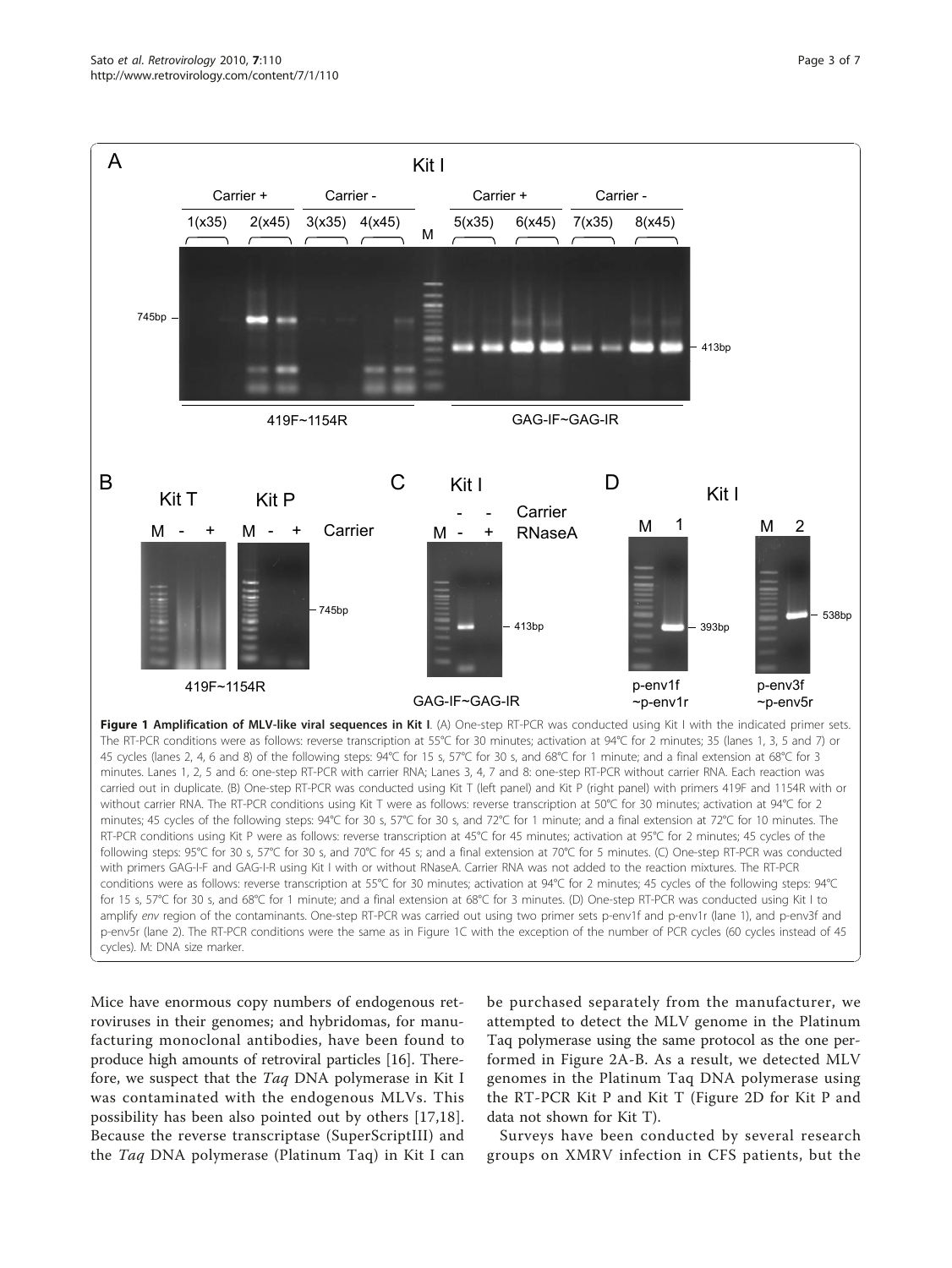**Figure 1 Amplification of MLV-like viral sequences in Kit I**. (A) One-step RT-PCR was conducted using Kit I with the indicated primer sets. The RT-PCR conditions were as follows: reverse transcription at 55°C for 30 minutes; activation at 94°C for 2 minutes; 35 (lanes 1, 3, 5 and 7) or 45 cycles (lanes 2, 4, 6 and 8) of the following steps: 94°C for 15 s, 57°C for 30 s, and 68°C for 1 minute; and a final extension at 68°C for 3 minutes. Lanes 1, 2, 5 and 6: one-step RT-PCR with carrier RNA; Lanes 3, 4, 7 and 8: one-step RT-PCR without carrier RNA. Each reaction was carried out in duplicate. (B) One-step RT-PCR was conducted using Kit T (left panel) and Kit P (right panel) with primers 419F and 1154R with or without carrier RNA. The RT-PCR conditions using Kit T were as follows: reverse transcription at 50°C for 30 minutes; activation at 94°C for 2 minutes; 45 cycles of the following steps: 94°C for 30 s, 57°C for 30 s, and 72°C for 1 minute; and a final extension at 72°C for 10 minutes. The RT-PCR conditions using Kit P were as follows: reverse transcription at 45°C for 45 minutes; activation at 95°C for 2 minutes; 45 cycles of the following steps: 95°C for 30 s, 57°C for 30 s, and 70°C for 45 s; and a final extension at 70°C for 5 minutes. (C) One-step RT-PCR was conducted with primers GAG-I-F and GAG-I-R using Kit I with or without RNaseA. Carrier RNA was not added to the reaction mixtures. The RT-PCR conditions were as follows: reverse transcription at 55°C for 30 minutes; activation at 94°C for 2 minutes; 45 cycles of the following steps: 94°C for 15 s, 57°C for 30 s, and 68°C for 1 minute; and a final extension at 68°C for 3 minutes. (D) One-step RT-PCR was conducted using Kit I to amplify *env* region of the contaminants. One-step RT-PCR was carried out using two primer sets p-env1f and p-env1r (lane 1), and p-env3f and p-env5r (lane 2). The RT-PCR conditions were the same as in Figure 1C with the exception of the number of PCR cycles (60 cycles instead of 45 cycles). M: DNA size marker.

Mice have enormous copy numbers of endogenous retroviruses in their genomes; and hybridomas, for manufacturing monoclonal antibodies, have been found to produce high amounts of retroviral particles [16]. Therefore, we suspect that the *Taq* DNA polymerase in Kit I was contaminated with the endogenous MLVs. This possibility has been also pointed out by others [17,18]. Because the reverse transcriptase (SuperScriptIII) and the *Taq* DNA polymerase (Platinum Taq) in Kit I can be purchased separately from the manufacturer, we attempted to detect the MLV genome in the Platinum Taq polymerase using the same protocol as the one performed in Figure 2A-B. As a result, we detected MLV genomes in the Platinum Taq DNA polymerase using the RT-PCR Kit P and Kit T (Figure 2D for Kit P and data not shown for Kit T).

Surveys have been conducted by several research groups on XMRV infection in CFS patients, but the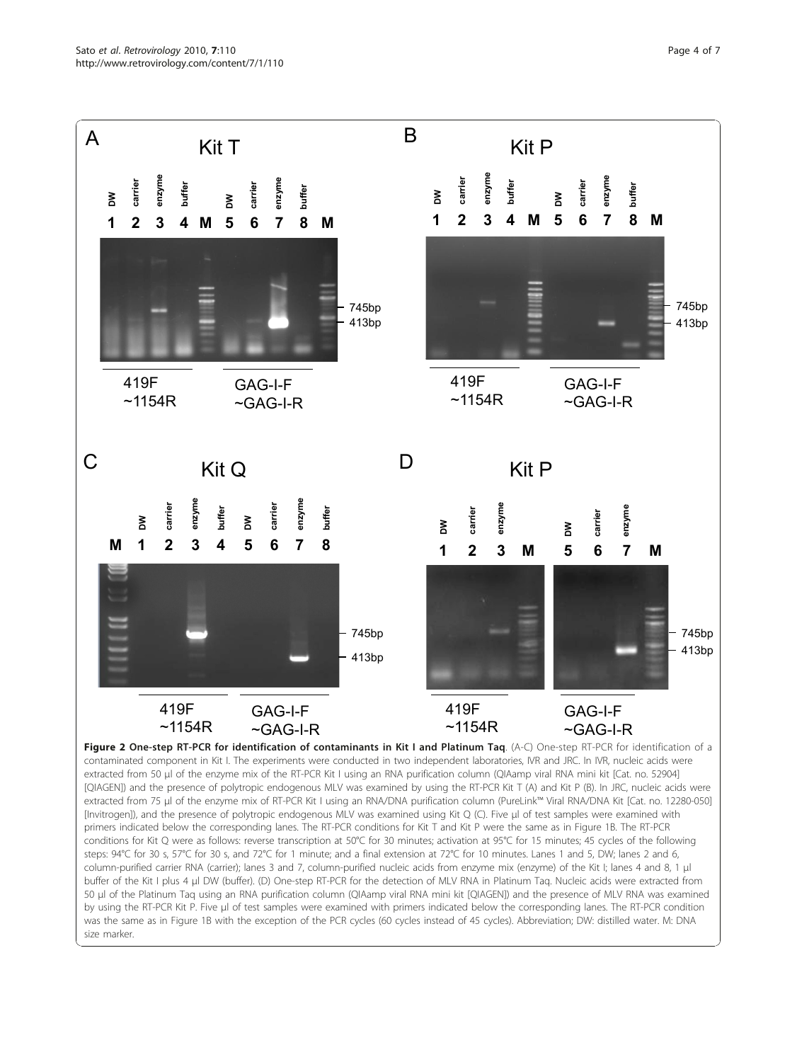**Figure 2 One-step RT-PCR for identification of contaminants in Kit I and Platinum Taq**. (A-C) One-step RT-PCR for identification of a contaminated component in Kit I. The experiments were conducted in two independent laboratories, IVR and JRC. In IVR, nucleic acids were extracted from 50 μl of the enzyme mix of the RT-PCR Kit I using an RNA purification column (QIAamp viral RNA mini kit [Cat. no. 52904] [QIAGEN]) and the presence of polytropic endogenous MLV was examined by using the RT-PCR Kit T (A) and Kit P (B). In JRC, nucleic acids were extracted from 75 μl of the enzyme mix of RT-PCR Kit I using an RNA/DNA purification column (PureLink™ Viral RNA/DNA Kit [Cat. no. 12280-050] [Invitrogen]), and the presence of polytropic endogenous MLV was examined using Kit Q (C). Five μl of test samples were examined with primers indicated below the corresponding lanes. The RT-PCR conditions for Kit T and Kit P were the same as in Figure 1B. The RT-PCR conditions for Kit Q were as follows: reverse transcription at 50°C for 30 minutes; activation at 95°C for 15 minutes; 45 cycles of the following steps: 94°C for 30 s, 57°C for 30 s, and 72°C for 1 minute; and a final extension at 72°C for 10 minutes. Lanes 1 and 5, DW; lanes 2 and 6, column-purified carrier RNA (carrier); lanes 3 and 7, column-purified nucleic acids from enzyme mix (enzyme) of the Kit I; lanes 4 and 8, 1 μl buffer of the Kit I plus 4 μl DW (buffer). (D) One-step RT-PCR for the detection of MLV RNA in Platinum Taq. Nucleic acids were extracted from 50 μl of the Platinum Taq using an RNA purification column (QIAamp viral RNA mini kit [QIAGEN]) and the presence of MLV RNA was examined by using the RT-PCR Kit P. Five μl of test samples were examined with primers indicated below the corresponding lanes. The RT-PCR condition was the same as in Figure 1B with the exception of the PCR cycles (60 cycles instead of 45 cycles). Abbreviation; DW: distilled water. M: DNA size marker.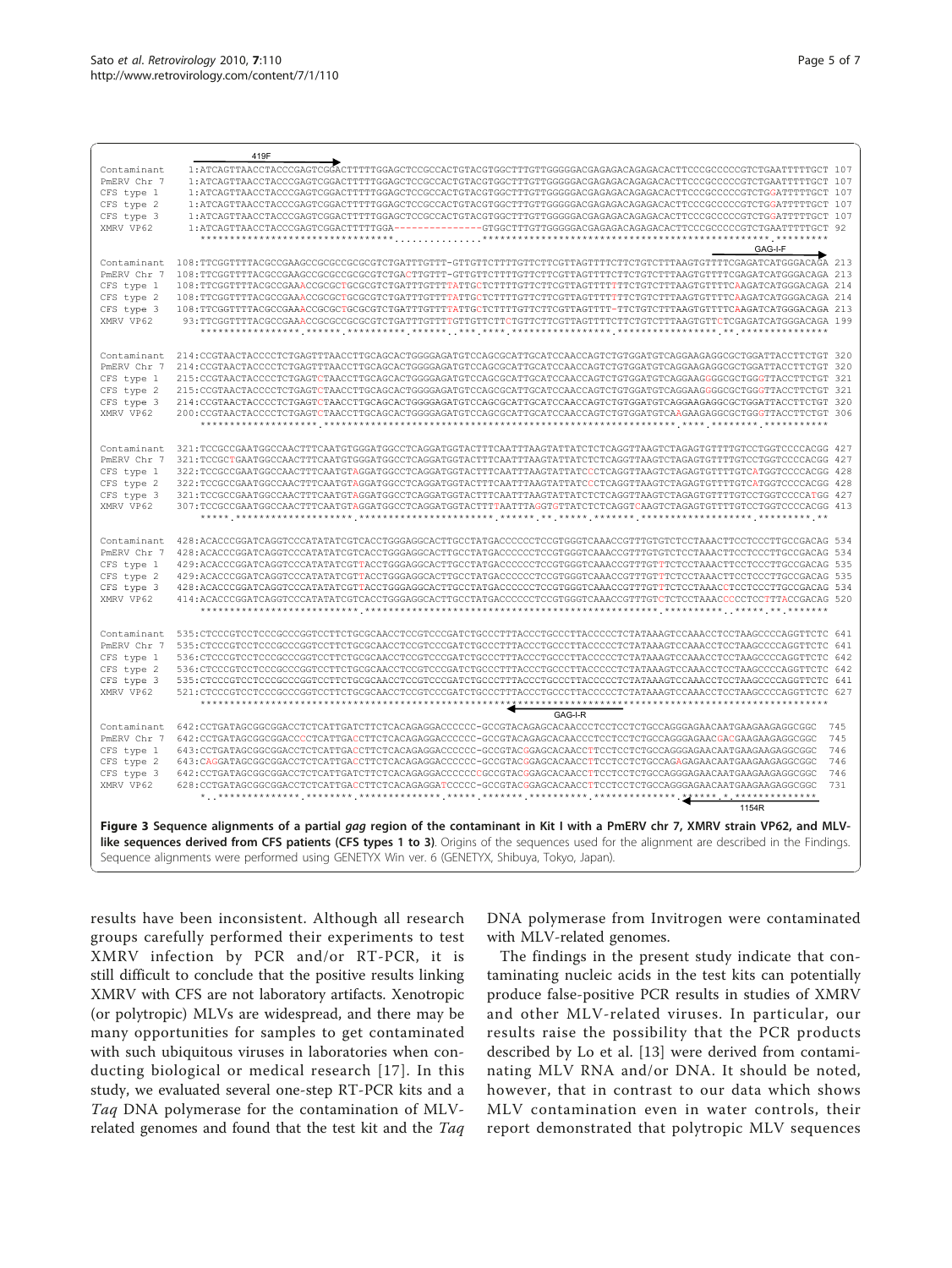```
        419F
Contaminant  1:ATCAGTTAACCTACCCGAGTCGGACTTTTTGGAGCTCCGCCACTGTACGTGGCTTTGTTGGGGGACGAGAGACAGAGACACTTCCCGCCCCCCGTCTGAATTTTTGCT 107
PmERV Chr 7  1:ATCAGTTAACCTACCCGAGTCGGACTTTTTGGAGCTCCGCCACTGTACGTGGCTTTGTTGGGGGACGAGAGACAGAGACACTTCCCGCCCCCCGTCTGAATTTTTGCT 107
CFS type 1   1:ATCAGTTAACCTACCCGAGTCGGACTTTTTGGAGCTCCGCCACTGTACGTGGCTTTGTTGGGGGACGAGAGACAGAGACACTTCCCGCCCCCCGTCTGGATTTTTGCT 107
CFS type 2   1:ATCAGTTAACCTACCCGAGTCGGACTTTTTGGAGCTCCGCCACTGTACGTGGCTTTGTTGGGGGACGAGAGACAGAGACACTTCCCGCCCCCCGTCTGGATTTTTGCT 107
CFS type 3   1:ATCAGTTAACCTACCCGAGTCGGACTTTTTGGAGCTCCGCCACTGTACGTGGCTTTGTTGGGGGACGAGAGACAGAGACACTTCCCGCCCCCCGTCTGGATTTTTGCT 107
XMRV VP62    1:ATCAGTTAACCTACCCGAGTCGGACTTTTTGGA---------------GTGGCTTTGTTGGGGGACGAGAGACAGAGACACTTCCCGCCCCCCGTCTGAATTTTTGCT 92

                                                                                                          GAG-I-F
Contaminant  108:TTCGGTTTTACGCCGAAGCCGCGCCGCGCGTCTGATTTGTTT-GTTGTTCTTTTGTTCTTCGTTAGTTTTCTTCTGTCTTTAAGTGTTTTCGAGATCATGGGACAGA 213
PmERV Chr 7  108:TTCGGTTTTACGCCGAAGCCGCGCCGCGCGTCTGACTTGTTT-GTTGTTCTTTTGTTCTTCGTTAGTTTTCTTCTGTCTTTAAGTGTTTTCGAGATCATGGGACAGA 213
CFS type 1   108:TTCGGTTTTACGCCGAAACCGCGCTGCGCGTCTGATTTGTTTTATTGCTCTTTTGTTCTTCGTTAGTTTTTTTCTGTCTTTAAGTGTTTTCAAGATCATGGGACAGA 214
CFS type 2   108:TTCGGTTTTACGCCGAAACCGCGCTGCGCGTCTGATTTGTTTTATTGCTCTTTTGTTCTTCGTTAGTTTTTTTCTGTCTTTAAGTGTTTTCAAGATCATGGGACAGA 214
CFS type 3   108:TTCGGTTTTACGCCGAAACCGCGCTGCGCGTCTGATTTGTTTTATTGCTCTTTTGTTCTTCGTTAGTTT-TTCTGTCTTTAAGTGTTTTCAAGATCATGGGACAGA 213
XMRV VP62     93:TTCGGTTTTACGCCGAAACCGCGCCGCGCGTCTGATTTGTTTTGTTGTTCTTCTGTTCTTCGTTAGTTTTCTTCTGTCTTTAAGTGTTCTCGAGATCATGGGACAGA 199

Contaminant  214:CCGTAACTACCCCTCTGAGTTTAACCTTGCAGCACTGGGGAGATGTCCAGCGCATTGCATCCAACCAGTCTGTGGATGTCAGGAAGAGGCGCTGGATTACCTTCTGT 320
PmERV Chr 7  214:CCGTAACTACCCCTCTGAGTTTAACCTTGCAGCACTGGGGAGATGTCCAGCGCATTGCATCCAACCAGTCTGTGGATGTCAGGAAGAGGCGCTGGATTACCTTCTGT 320
CFS type 1   215:CCGTAACTACCCCTCTGAGTCTAACCTTGCAGCACTGGGGAGATGTCCAGCGCATTGCATCCAACCAGTCTGTGGATGTCAGGAAGGGGCGCTGGGTTACCTTCTGT 321
CFS type 2   215:CCGTAACTACCCCTCTGAGTCTAACCTTGCAGCACTGGGGAGATGTCCAGCGCATTGCATCCAACCAGTCTGTGGATGTCAGGAAGGGGCGCTGGGTTACCTTCTGT 321
CFS type 3   214:CCGTAACTACCCCTCTGAGTCTAACCTTGCAGCACTGGGGAGATGTCCAGCGCATTGCATCCAACCAGTCTGTGGATGTCAGGAAGAGGCGCTGGATTACCTTCTGT 320
XMRV VP62    200:CCGTAACTACCCCTCTGAGTCTAACCTTGCAGCACTGGGGAGATGTCCAGCGCATTGCATCCAACCAGTCTGTGGATGTCAAGAAGAGGCGCTGGGTTACCTTCTGT 306

Contaminant  321:TCCGCCGAATGGCCAACTTTCAATGTGGGATGGCCTCAGGATGGTACTTTCAATTTAAGTATTATCTCTCAGGTTAAGTCTAGAGTGTTTTGTCCTGGTCCCCACGG 427
PmERV Chr 7  321:TCCGCTGAATGGCCAACTTTCAATGTGGGATGGCCTCAGGATGGTACTTTCAATTTAAGTATTATCTCTCAGGTTAAGTCTAGAGTGTTTTGTCCTGGTCCCCACGG 427
CFS type 1   322:TCCGCCGAATGGCCAACTTTCAATGTAGGATGGCCTCAGGATGGTACTTTCAATTTAAGTATTATCCCTCAGGTTAAGTCTAGAGTGTTTTGTCATGGTCCCCACGG 428
CFS type 2   322:TCCGCCGAATGGCCAACTTTCAATGTAGGATGGCCTCAGGATGGTACTTTCAATTTAAGTATTATCCCTCAGGTTAAGTCTAGAGTGTTTTGTCATGGTCCCCACGG 428
CFS type 3   321:TCCGCCGAATGGCCAACTTTCAATGTAGGATGGCCTCAGGATGGTACTTTCAATTTAAGTATTATCTCTCAGGTTAAGTCTAGAGTGTTTTGTCCTGGTCCCCATGG 427
XMRV VP62    307:TCCGCCGAATGGCCAACTTTCAATGTGGGATGGCCTCAGGATGGTACTTTTAATTTAGGTGTTATCTCTCAGGTCAAGTCTAGAGTGTTTTGTCCTGGTCCCCACGG 413

Contaminant  428:ACACCCGGATCAGGTCCCATATATCGTCACCTGGGAGGCACTTGCCTATGACCCCCCTCCGTGGGTCAAACCGTTTGTGTCTCCTAAACTTCCTCCCTTGCCGACAG 534
PmERV Chr 7  428:ACACCCGGATCAGGTCCCATATATCGTCACCTGGGAGGCACTTGCCTATGACCCCCCTCCGTGGGTCAAACCGTTTGTGTCTCCTAAACTTCCTCCCTTGCCGACAG 534
CFS type 1   429:ACACCCGGATCAGGTCCCATATATCGTTACCTGGGAGGCACTTGCCTATGACCCCCCTCCGTGGGTCAAACCGTTTGTTTCTCCTAAACTTCCTCCCTTGCCGACAG 535
CFS type 2   429:ACACCCGGATCAGGTCCCATATATCGTTACCTGGGAGGCACTTGCCTATGACCCCCCTCCGTGGGTCAAACCGTTTGTTTCTCCTAAACTTCCTCCCTTGCCGACAG 535
CFS type 3   428:ACACCCGGATCAGGTCCCATATATCGTTACCTGGGAGGCACTTGCCTATGACCCCCCTCCGTGGGTCAAACCGTTTGTTTCTCCTAAACCTCCTCCCTTGCCGACAG 534
XMRV VP62    414:ACACCCGGATCAGGTCCCATATATCGTCACCTGGGAGGCACTTGCCTATGACCCCCCTCCGTGGGTCAAACCGTTTGTCTCTCCTAAACCCCCTCCTTTACCGACAG 520

Contaminant  535:CTCCCGTCCTCCCGCCCGGTCCTTCTGCGCAACCTCCGTCCCGATCTGCCCTTTACCCTGCCCTTACCCCCTCTATAAAGTCCAAACCTCCTAAGCCCCAGGTTCTC 641
PmERV Chr 7  535:CTCCCGTCCTCCCGCCCGGTCCTTCTGCGCAACCTCCGTCCCGATCTGCCCTTTACCCTGCCCTTACCCCCTCTATAAAGTCCAAACCTCCTAAGCCCCAGGTTCTC 641
CFS type 1   536:CTCCCGTCCTCCCGCCCGGTCCTTCTGCGCAACCTCCGTCCCGATCTGCCCTTTACCCTGCCCTTACCCCCTCTATAAAGTCCAAACCTCCTAAGCCCCAGGTTCTC 642
CFS type 2   536:CTCCCGTCCTCCCGCCCGGTCCTTCTGCGCAACCTCCGTCCCGATCTGCCCTTTACCCTGCCCTTACCCCCTCTATAAAGTCCAAACCTCCTAAGCCCCAGGTTCTC 642
CFS type 3   535:CTCCCGTCCTCCCGCCCGGTCCTTCTGCGCAACCTCCGTCCCGATCTGCCCTTTACCCTGCCCTTACCCCCTCTATAAAGTCCAAACCTCCTAAGCCCCAGGTTCTC 641
XMRV VP62    521:CTCCCGTCCTCCCGCCCGGTCCTTCTGCGCAACCTCCGTCCCGATCTGCCCTTTACCCTGCCCTTACCCCCTCTATAAAGTCCAAACCTCCTAAGCCCCAGGTTCTC 627

                                                              GAG-I-R
Contaminant  642:CCTGATAGCGGCGGACCTCTCATTGATCTTCTCACAGAGGACCCCCC-GCCGTACAGAGCACAACCCTCCTCCTCTGCCAGGGAGAACAATGAAGAAGAGGCGGC 745
PmERV Chr 7  642:CCTGATAGCGGCGGACCCCTCATTGATCTTCTCACAGAGGACCCCCC-GCCGTACAGAGCACAACCCTCCTCCTCTGCCAGGGAGAACGACGAAGAAGAGGCGGC 745
CFS type 1   643:CCTGATAGCGGCGGACCTCTCATTGACCTTCTCACAGAGGACCCCCC-GCCGTACGGAGCACAACCTTCCTCCTCTGCCAGGGAGAACAATGAAGAAGAGGCGGC 746
CFS type 2   643:CAGGATAGCGGCGGACCTCTCATTGACCTTCTCACAGAGGACCCCCC-GCCGTACGGAGCACAACCTTCCTCCTCTGCCAGAGAGAACAATGAAGAAGAGGCGGC 746
CFS type 3   642:CCTGATAGCGGCGGACCTCTCATTGATCTTCTCACAGAGGACCCCCCCGCCGTACGGAGCACAACCTTCCTCCTCTGCCAGGGAGAACAATGAAGAAGAGGCGGC 746
XMRV VP62    628:CCTGATAGCGGCGGACCTCTCATTGACCTTCTCACAGAGGATCCCCC-GCCGTACGGAGCACAACCTTCCTCCTCTGCCAGGGAGAACAATGAAGAAGAGGCGGC 731
                                                                                                     1154R
```

**Figure 3 Sequence alignments of a partial *gag* region of the contaminant in Kit I with a PmERV chr 7, XMRV strain VP62, and MLV-like sequences derived from CFS patients (CFS types 1 to 3)**. Origins of the sequences used for the alignment are described in the Findings. Sequence alignments were performed using GENETYX Win ver. 6 (GENETYX, Shibuya, Tokyo, Japan).

results have been inconsistent. Although all research groups carefully performed their experiments to test XMRV infection by PCR and/or RT-PCR, it is still difficult to conclude that the positive results linking XMRV with CFS are not laboratory artifacts. Xenotropic (or polytropic) MLVs are widespread, and there may be many opportunities for samples to get contaminated with such ubiquitous viruses in laboratories when conducting biological or medical research [17]. In this study, we evaluated several one-step RT-PCR kits and a *Taq* DNA polymerase for the contamination of MLV-related genomes and found that the test kit and the *Taq* DNA polymerase from Invitrogen were contaminated with MLV-related genomes.

The findings in the present study indicate that contaminating nucleic acids in the test kits can potentially produce false-positive PCR results in studies of XMRV and other MLV-related viruses. In particular, our results raise the possibility that the PCR products described by Lo et al. [13] were derived from contaminating MLV RNA and/or DNA. It should be noted, however, that in contrast to our data which shows MLV contamination even in water controls, their report demonstrated that polytropic MLV sequences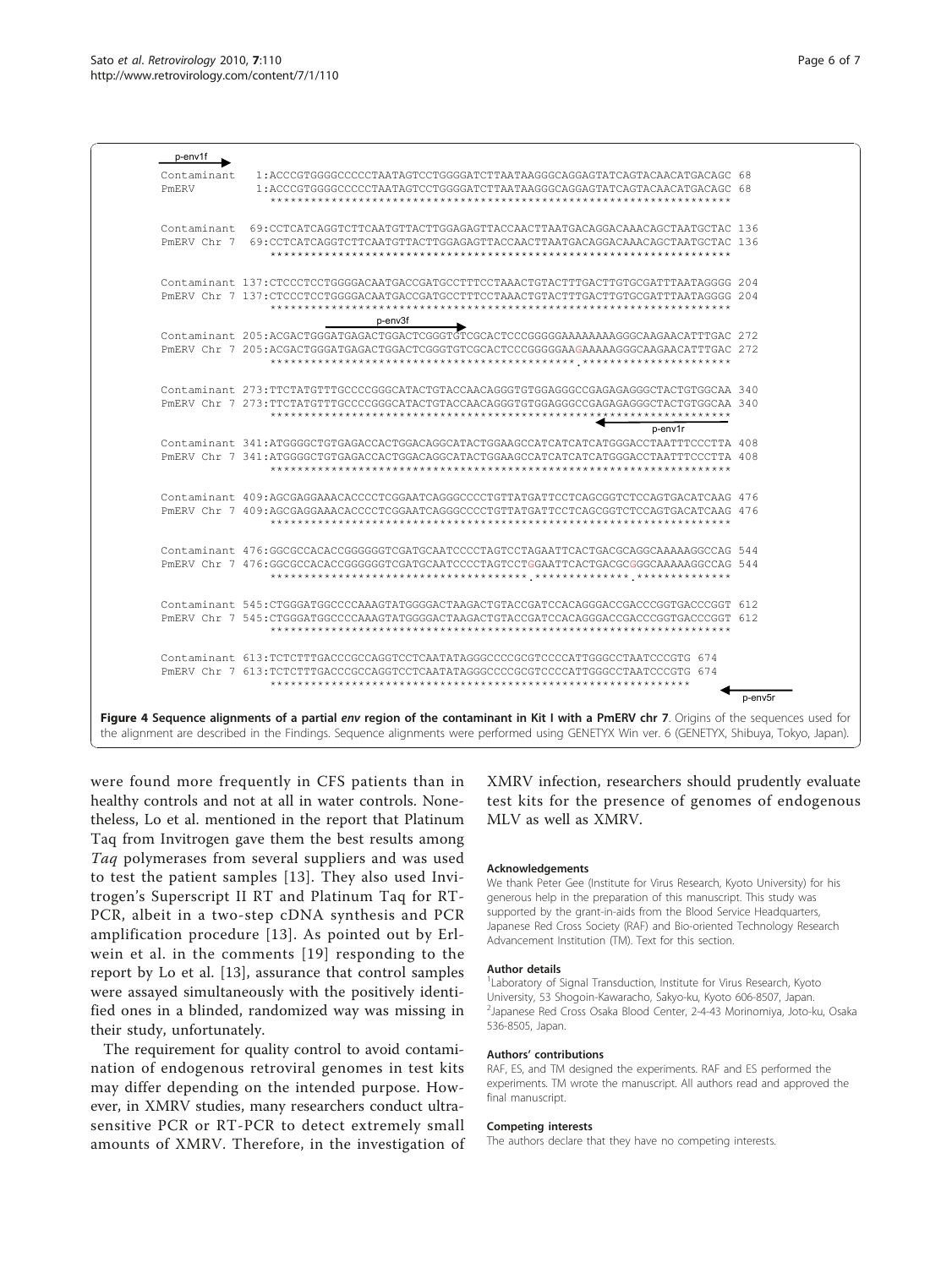```
p-env1f
Contaminant   1:ACCCGTGGGGCCCCCTAATAGTCCTGGGGATCTTAATAAGGGCAGGAGTATCAGTACAACATGACAGC 68
PmERV         1:ACCCGTGGGGCCCCCTAATAGTCCTGGGGATCTTAATAAGGGCAGGAGTATCAGTACAACATGACAGC 68
                ********************************************************************

Contaminant  69:CCTCATCAGGTCTTCAATGTTACTTGGAGAGTTACCAACTTAATGACAGGACAAACAGCTAATGCTAC 136
PmERV Chr 7  69:CCTCATCAGGTCTTCAATGTTACTTGGAGAGTTACCAACTTAATGACAGGACAAACAGCTAATGCTAC 136
                ********************************************************************

Contaminant 137:CTCCCTCCTGGGGACAATGACCGATGCCTTTCCTAAACTGTACTTTGACTTGTGCGATTTAATAGGGG 204
PmERV Chr 7 137:CTCCCTCCTGGGGACAATGACCGATGCCTTTCCTAAACTGTACTTTGACTTGTGCGATTTAATAGGGG 204
                ********************************************************************
                                 p-env3f
Contaminant 205:ACGACTGGGATGAGACTGGACTCGGGTGTCGCACTCCCGGGGGAAAAAAAAGGGCAAGAACATTTGAC 272
PmERV Chr 7 205:ACGACTGGGATGAGACTGGACTCGGGTGTCGCACTCCCGGGGGAAGAAAAAGGGCAAGAACATTTGAC 272
                *********************************************.**********************

Contaminant 273:TTCTATGTTTGCCCCGGGCATACTGTACCAACAGGGTGTGGAGGGCGAGAGAGGGCTACTGTGGCAA 340
PmERV Chr 7 273:TTCTATGTTTGCCCCGGGCATACTGTACCAACAGGGTGTGGAGGGCGAGAGAGGGCTACTGTGGCAA 340
                ********************************************************************
                                                                p-env1r
Contaminant 341:ATGGGGCTGTGAGACCACTGGACAGGCATACTGGAAGCCATCATCATCATGGACCTAATTTCCCTTA 408
PmERV Chr 7 341:ATGGGGCTGTGAGACCACTGGACAGGCATACTGGAAGCCATCATCATCATGGACCTAATTTCCCTTA 408
                ********************************************************************

Contaminant 409:AGCGAGGAAACACCCCTCGGAATCAGGGCCCCTGTTATGATTCCTCAGCGGTCTCCAGTGACATCAAG 476
PmERV Chr 7 409:AGCGAGGAAACACCCCTCGGAATCAGGGCCCCTGTTATGATTCCTCAGCGGTCTCCAGTGACATCAAG 476
                ********************************************************************

Contaminant 476:GGCGCCACACCGGGGGGTCGATGCAATCCCCTAGTCCTAGAATTCACTGACGCAGGCAAAAAGGCCAG 544
PmERV Chr 7 476:GGCGCCACACCGGGGGGTCGATGCAATCCCCTAGTCCTGGAATTCACTGACGCGGGCAAAAAGGCCAG 544
                **************************************.**************.**************

Contaminant 545:CTGGGATGGCCCCAAAGTATGGGGACTAAGACTGTACCGATCCACAGGGACCGACCCGGTGACCCGGT 612
PmERV Chr 7 545:CTGGGATGGCCCCAAAGTATGGGGACTAAGACTGTACCGATCCACAGGGACCGACCCGGTGACCCGGT 612
                ********************************************************************

Contaminant 613:TCTCTTTGACCCGCCAGGTCCTCAATATAGGGCCCCGCGTCCCCATTGGGCCTAATCCCGTG 674
PmERV Chr 7 613:TCTCTTTGACCCGCCAGGTCCTCAATATAGGGCCCCGCGTCCCCATTGGGCCTAATCCCGTG 674
                **************************************************************
                                                                         p-env5r
```

**Figure 4 Sequence alignments of a partial *env* region of the contaminant in Kit I with a PmERV chr 7**. Origins of the sequences used for the alignment are described in the Findings. Sequence alignments were performed using GENETYX Win ver. 6 (GENETYX, Shibuya, Tokyo, Japan).

were found more frequently in CFS patients than in healthy controls and not at all in water controls. Nonetheless, Lo et al. mentioned in the report that Platinum Taq from Invitrogen gave them the best results among *Taq* polymerases from several suppliers and was used to test the patient samples [13]. They also used Invitrogen's Superscript II RT and Platinum Taq for RT-PCR, albeit in a two-step cDNA synthesis and PCR amplification procedure [13]. As pointed out by Erlwein et al. in the comments [19] responding to the report by Lo et al. [13], assurance that control samples were assayed simultaneously with the positively identified ones in a blinded, randomized way was missing in their study, unfortunately.

The requirement for quality control to avoid contamination of endogenous retroviral genomes in test kits may differ depending on the intended purpose. However, in XMRV studies, many researchers conduct ultrasensitive PCR or RT-PCR to detect extremely small amounts of XMRV. Therefore, in the investigation of XMRV infection, researchers should prudently evaluate test kits for the presence of genomes of endogenous MLV as well as XMRV.

#### Acknowledgements

We thank Peter Gee (Institute for Virus Research, Kyoto University) for his generous help in the preparation of this manuscript. This study was supported by the grant-in-aids from the Blood Service Headquarters, Japanese Red Cross Society (RAF) and Bio-oriented Technology Research Advancement Institution (TM). Text for this section.

#### Author details

[1]Laboratory of Signal Transduction, Institute for Virus Research, Kyoto University, 53 Shogoin-Kawaracho, Sakyo-ku, Kyoto 606-8507, Japan. [2]Japanese Red Cross Osaka Blood Center, 2-4-43 Morinomiya, Joto-ku, Osaka 536-8505, Japan.

#### Authors' contributions

RAF, ES, and TM designed the experiments. RAF and ES performed the experiments. TM wrote the manuscript. All authors read and approved the final manuscript.

#### Competing interests

The authors declare that they have no competing interests.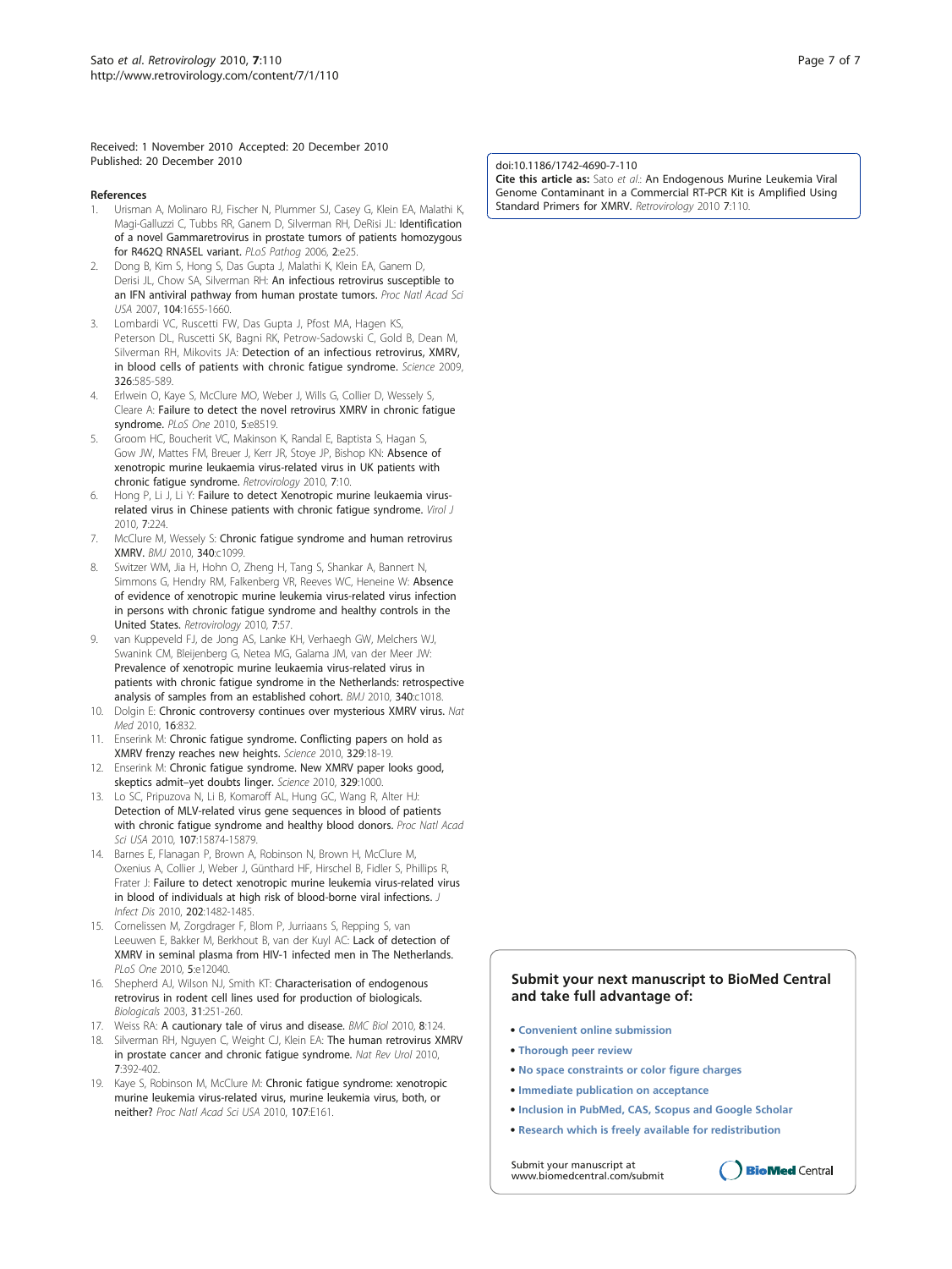Received: 1 November 2010 Accepted: 20 December 2010
Published: 20 December 2010

## References

1. Urisman A, Molinaro RJ, Fischer N, Plummer SJ, Casey G, Klein EA, Malathi K, Magi-Galluzzi C, Tubbs RR, Ganem D, Silverman RH, DeRisi JL: **Identification of a novel Gammaretrovirus in prostate tumors of patients homozygous for R462Q RNASEL variant.** *PLoS Pathog* 2006, **2**:e25.
2. Dong B, Kim S, Hong S, Das Gupta J, Malathi K, Klein EA, Ganem D, Derisi JL, Chow SA, Silverman RH: **An infectious retrovirus susceptible to an IFN antiviral pathway from human prostate tumors.** *Proc Natl Acad Sci USA* 2007, **104**:1655-1660.
3. Lombardi VC, Ruscetti FW, Das Gupta J, Pfost MA, Hagen KS, Peterson DL, Ruscetti SK, Bagni RK, Petrow-Sadowski C, Gold B, Dean M, Silverman RH, Mikovits JA: **Detection of an infectious retrovirus, XMRV, in blood cells of patients with chronic fatigue syndrome.** *Science* 2009, **326**:585-589.
4. Erlwein O, Kaye S, McClure MO, Weber J, Wills G, Collier D, Wessely S, Cleare A: **Failure to detect the novel retrovirus XMRV in chronic fatigue syndrome.** *PLoS One* 2010, **5**:e8519.
5. Groom HC, Boucherit VC, Makinson K, Randal E, Baptista S, Hagan S, Gow JW, Mattes FM, Breuer J, Kerr JR, Stoye JP, Bishop KN: **Absence of xenotropic murine leukaemia virus-related virus in UK patients with chronic fatigue syndrome.** *Retrovirology* 2010, **7**:10.
6. Hong P, Li J, Li Y: **Failure to detect Xenotropic murine leukaemia virus-related virus in Chinese patients with chronic fatigue syndrome.** *Virol J* 2010, **7**:224.
7. McClure M, Wessely S: **Chronic fatigue syndrome and human retrovirus XMRV.** *BMJ* 2010, **340**:c1099.
8. Switzer WM, Jia H, Hohn O, Zheng H, Tang S, Shankar A, Bannert N, Simmons G, Hendry RM, Falkenberg VR, Reeves WC, Heneine W: **Absence of evidence of xenotropic murine leukemia virus-related virus infection in persons with chronic fatigue syndrome and healthy controls in the United States.** *Retrovirology* 2010, **7**:57.
9. van Kuppeveld FJ, de Jong AS, Lanke KH, Verhaegh GW, Melchers WJ, Swanink CM, Bleijenberg G, Netea MG, Galama JM, van der Meer JW: **Prevalence of xenotropic murine leukaemia virus-related virus in patients with chronic fatigue syndrome in the Netherlands: retrospective analysis of samples from an established cohort.** *BMJ* 2010, **340**:c1018.
10. Dolgin E: **Chronic controversy continues over mysterious XMRV virus.** *Nat Med* 2010, **16**:832.
11. Enserink M: **Chronic fatigue syndrome. Conflicting papers on hold as XMRV frenzy reaches new heights.** *Science* 2010, **329**:18-19.
12. Enserink M: **Chronic fatigue syndrome. New XMRV paper looks good, skeptics admit–yet doubts linger.** *Science* 2010, **329**:1000.
13. Lo SC, Pripuzova N, Li B, Komaroff AL, Hung GC, Wang R, Alter HJ: **Detection of MLV-related virus gene sequences in blood of patients with chronic fatigue syndrome and healthy blood donors.** *Proc Natl Acad Sci USA* 2010, **107**:15874-15879.
14. Barnes E, Flanagan P, Brown A, Robinson N, Brown H, McClure M, Oxenius A, Collier J, Weber J, Günthard HF, Hirschel B, Fidler S, Phillips R, Frater J: **Failure to detect xenotropic murine leukemia virus-related virus in blood of individuals at high risk of blood-borne viral infections.** *J Infect Dis* 2010, **202**:1482-1485.
15. Cornelissen M, Zorgdrager F, Blom P, Jurriaans S, Repping S, van Leeuwen E, Bakker M, Berkhout B, van der Kuyl AC: **Lack of detection of XMRV in seminal plasma from HIV-1 infected men in The Netherlands.** *PLoS One* 2010, **5**:e12040.
16. Shepherd AJ, Wilson NJ, Smith KT: **Characterisation of endogenous retrovirus in rodent cell lines used for production of biologicals.** *Biologicals* 2003, **31**:251-260.
17. Weiss RA: **A cautionary tale of virus and disease.** *BMC Biol* 2010, **8**:124.
18. Silverman RH, Nguyen C, Weight CJ, Klein EA: **The human retrovirus XMRV in prostate cancer and chronic fatigue syndrome.** *Nat Rev Urol* 2010, **7**:392-402.
19. Kaye S, Robinson M, McClure M: **Chronic fatigue syndrome: xenotropic murine leukemia virus-related virus, murine leukemia virus, both, or neither?** *Proc Natl Acad Sci USA* 2010, **107**:E161.

doi:10.1186/1742-4690-7-110
**Cite this article as:** Sato *et al.*: An Endogenous Murine Leukemia Viral Genome Contaminant in a Commercial RT-PCR Kit is Amplified Using Standard Primers for XMRV. *Retrovirology* 2010 **7**:110.

**Submit your next manuscript to BioMed Central and take full advantage of:**

- Convenient online submission
- Thorough peer review
- No space constraints or color figure charges
- Immediate publication on acceptance
- Inclusion in PubMed, CAS, Scopus and Google Scholar
- Research which is freely available for redistribution

Submit your manuscript at
www.biomedcentral.com/submit

BioMed Central